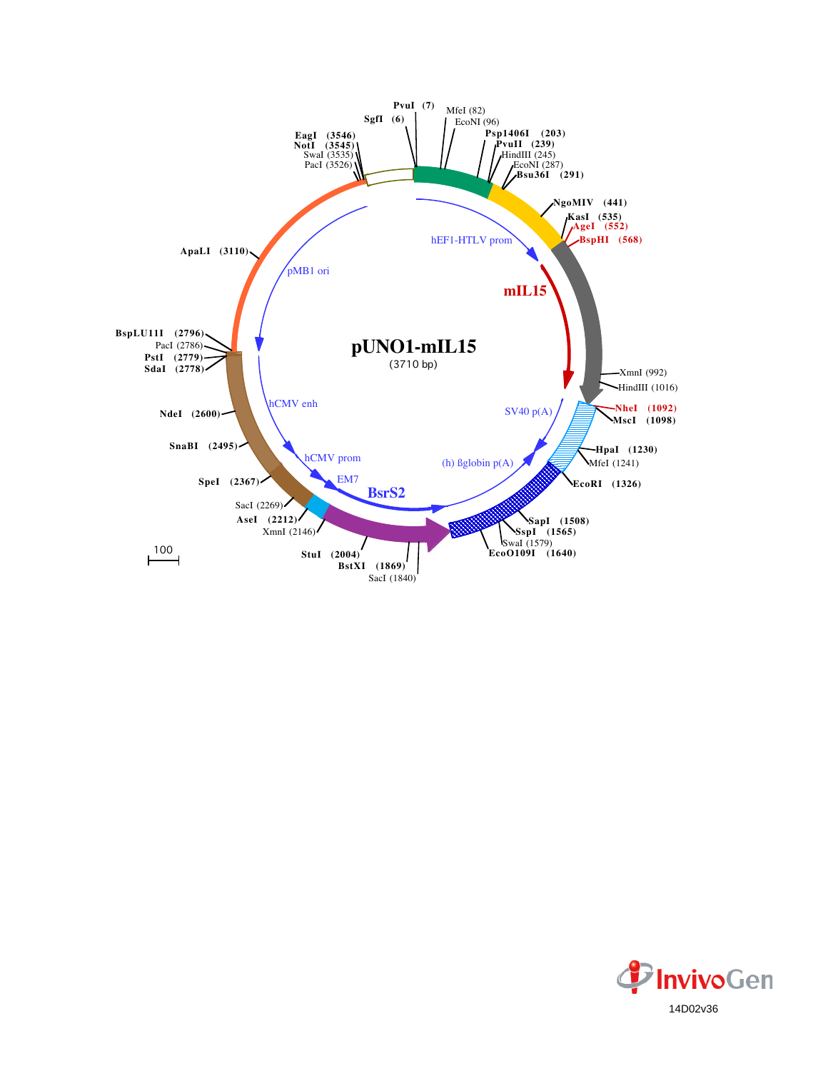# pUNO1-mIL15

(3710 bp)

PvuI (7)
SgfI (6)
MfeI (82)
EcoNI (96)
Psp1406I (203)
PvuII (239)
HindIII (245)
EcoNI (287)
Bsu36I (291)
NgoMIV (441)
KasI (535)
AgeI (552)
BspHI (568)
XmnI (992)
HindIII (1016)
NheI (1092)
MscI (1098)
HpaI (1230)
MfeI (1241)
EcoRI (1326)
SapI (1508)
SspI (1565)
SwaI (1579)
EcoO109I (1640)
SacI (1840)
BstXI (1869)
StuI (2004)
XmnI (2146)
AseI (2212)
SacI (2269)
SpeI (2367)
SnaBI (2495)
NdeI (2600)
SdaI (2778)
PstI (2779)
PacI (2786)
BspLU11I (2796)
ApaLI (3110)
PacI (3526)
SwaI (3535)
NotI (3545)
EagI (3546)

hEF1-HTLV prom
mIL15
SV40 p(A)
(h) ßglobin p(A)
BsrS2
EM7
hCMV prom
hCMV enh
pMB1 ori

100

14D02v36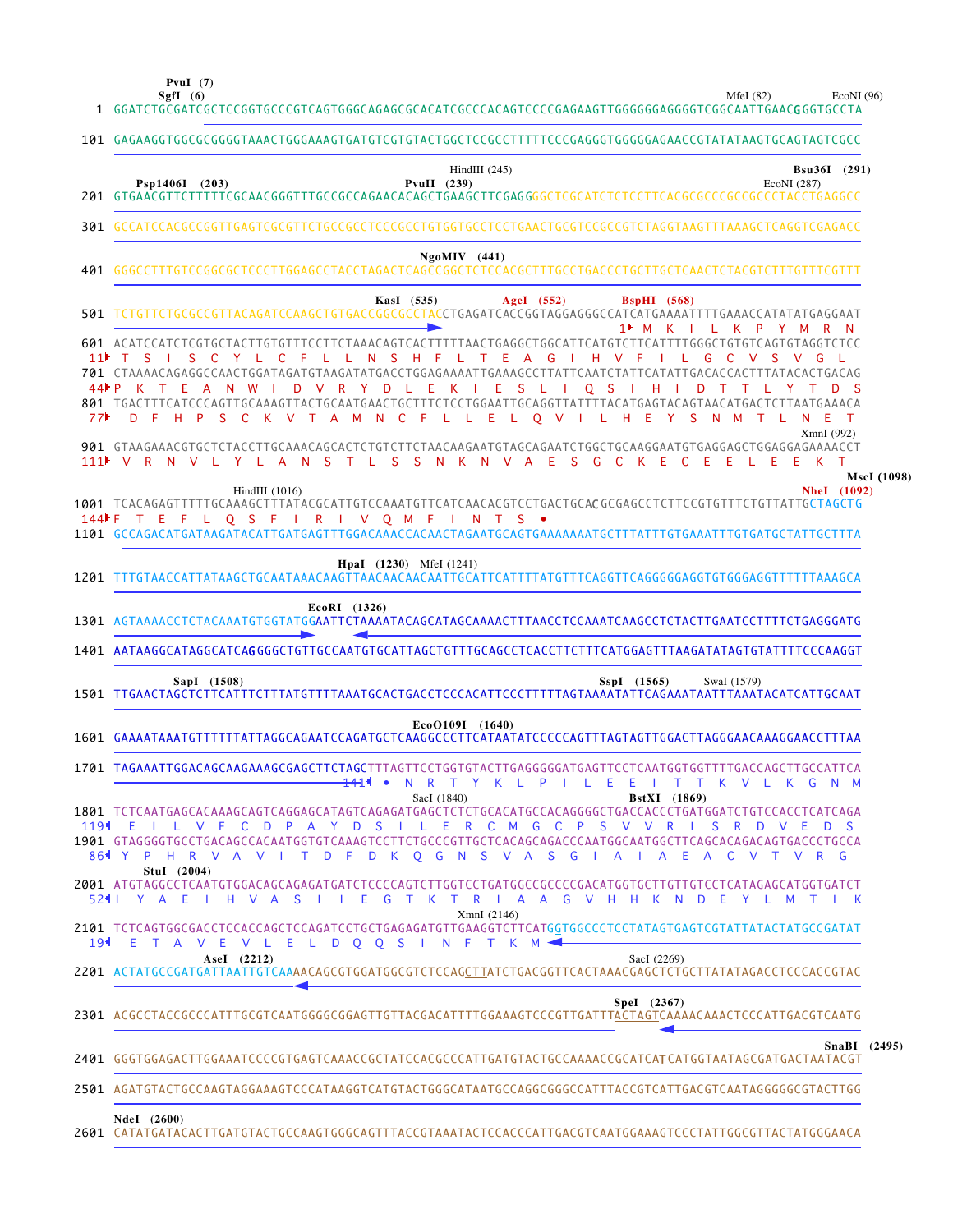```
                                                                                                              
        PvuI (7)
        SgfI (6)                                                                                              MfeI (82)            EcoNI (96)
   1 GGATCTGCGATCGCTCCGGTGCCCGTCAGTGGGCAGAGCGCACATCGCCCACAGTCCCCGAGAAGTTGGGGGGAGGGGTCGGCAATTGAACGGGTGCCTA

 101 GAGAAGGTGGCGCGGGGTAAACTGGGAAAGTGATGTCGTGTACTGGCTCCGCCTTTTTCCCGAGGGTGGGGGAGAACCGTATATAAGTGCAGTAGTCGCC

                                                             HindIII (245)                                              Bsu36I (291)
        Psp1406I (203)                             PvuII (239)                                               EcoNI (287)
 201 GTGAACGTTCTTTTTCGCAACGGGTTTGCCGCCAGAACACAGCTGAAGCTTCGAGGGGCTCGCATCTCTCCTTCACGCGCCCGCCGCCCTACCTGAGGCC

 301 GCCATCCACGCCGGTTGAGTCGCGTTCTGCCGCCTCCCGCCTGTGGTGCCTCCTGAACTGCGTCCGCCGTCTAGGTAAGTTTAAAGCTCAGGTCGAGACC

                                                                 NgoMIV (441)
 401 GGGCCTTTGTCCGGCGCTCCCTTGGAGCCTACCTAGACTCAGCCGGCTCTCCACGCTTTGCCTGACCCTGCTTGCTCAACTCTACGTCTTTGTTTCGTTT

                                                   KasI (535)          AgeI (552)          BspHI (568)
 501 TCTGTTCTGCGCCGTTACAGATCCAAGCTGTGACCGGCGCCTACCTGAGATCACCGGTAGGAGGGCCATCATGAAAATTTTGAAACCATATATGAGGAAT
                                                                                        1▸ M  K  I  L  K  P  Y  M  R  N
 601 ACATCCATCTCGTGCTACTTGTGTTTCCTTCTAAACAGTCACTTTTTAACTGAGGCTGGCATTCATGTCTTCATTTTGGGCTGTGTCAGTGTAGGTCTCC
 11▸  T  S  I  S  C  Y  L  C  F  L  L  N  S  H  F  L  T  E  A  G  I  H  V  F  I  L  G  C  V  S  V  G  L
 701 CTAAAACAGAGGCCAACTGGATAGATGTAAGATATGACCTGGAGAAAATTGAAAGCCTTATTCAATCTATTCATATTGACACCACTTTATACACTGACAG
 44▸ P  K  T  E  A  N  W  I  D  V  R  Y  D  L  E  K  I  E  S  L  I  Q  S  I  H  I  D  T  T  L  Y  T  D  S
 801 TGACTTTCATCCCAGTTGCAAAGTTACTGCAATGAACTGCTTTCTCCTGGAATTGCAGGTTATTTTACATGAGTACAGTAACATGACTCTTAATGAAACA
 77▸  D  F  H  P  S  C  K  V  T  A  M  N  C  F  L  L  E  L  Q  V  I  L  H  E  Y  S  N  M  T  L  N  E  T
                                                                                                          XmnI (992)
 901 GTAAGAAACGTGCTCTACCTTGCAAACAGCACTCTGTCTTCTAACAAGAATGTAGCAGAATCTGGCTGCAAGGAATGTGAGGAGCTGGAGGAGAAAACCT
111▸  V  R  N  V  L  Y  L  A  N  S  T  L  S  S  N  K  N  V  A  E  S  G  C  K  E  C  E  E  L  E  E  K  T
                                                                                                                 MscI (1098)
              HindIII (1016)                                                                                NheI (1092)
1001 TCACAGAGTTTTTGCAAAGCTTTATACGCATTGTCCAAATGTTCATCAACACGTCCTGACTGCACGCGAGCCTCTTCCGTGTTTCTGTTATTGCTAGCTG
144▸F  T  E  F  L  Q  S  F  I  R  I  V  Q  M  F  I  N  T  S  •
1101 GCCAGACATGATAAGATACATTGATGAGTTTGGACAAACCACAACTAGAATGCAGTGAAAAAAATGCTTTATTTGTGAAATTTGTGATGCTATTGCTTTA

                                     HpaI (1230)  MfeI (1241)
1201 TTTGTAACCATTATAAGCTGCAATAAACAAGTTAACAACAACAATTGCATTCATTTTATGTTTCAGGTTCAGGGGGAGGTGTGGGAGGTTTTTTAAAGCA

                                   EcoRI (1326)
1301 AGTAAAACCTCTACAAATGTGGTATGGAATTCTAAAATACAGCATAGCAAAACTTTAACCTCCAAATCAAGCCTCTACTTGAATCCTTTTCTGAGGGATG

1401 AATAAGGCATAGGCATCAGGGGCTGTTGCCAATGTGCATTAGCTGTTTGCAGCCTCACCTTCTTTCATGGAGTTTAAGATATAGTGTATTTTCCCAAGGT

         SapI (1508)                                                                 SspI (1565)        SwaI (1579)
1501 TTGAACTAGCTCTTCATTTCTTTATGTTTTAAATGCACTGACCTCCCACATTCCCTTTTTAGTAAAATATTCAGAAATAATTTAAATACATCATTGCAAT

                                                         EcoO109I (1640)
1601 GAAAATAAATGTTTTTTATTAGGCAGAATCCAGATGCTCAAGGCCCTTCATAATATCCCCCAGTTTAGTAGTTGGACTTAGGGAACAAAGGAACCTTTAA

1701 TAGAAATTGGACAGCAAGAAAGCGAGCTTCTAGCTTTAGTTCCTGGTGTACTTGAGGGGGATGAGTTCCTCAATGGTGGTTTTGACCAGCTTGCCATTCA
                                   141◂ •  N  R  T  Y  K  L  P  I  L  E  E  I  T  T  K  V  L  K  G  N  M
                                                     SacI (1840)                 BstXI (1869)
1801 TCTCAATGAGCACAAAGCAGTCAGGAGCATAGTCAGAGATGAGCTCTCTGCACATGCCACAGGGGCTGACCACCCTGATGGATCTGTCCACCTCATCAGA
119◂  E  I  L  V  F  C  D  P  A  Y  D  S  I  L  E  R  C  M  G  C  P  S  V  V  R  I  S  R  D  V  E  D  S
1901 GTAGGGGTGCCTGACAGCCACAATGGTGTCAAAGTCCTTCTGCCCGTTGCTCACAGCAGACCCAATGGCAATGGCTTCAGCACAGACAGTGACCCTGCCA
 86◂ Y  P  H  R  V  A  V  I  T  D  F  D  K  Q  G  N  S  V  A  S  G  I  A  I  A  E  A  C  V  T  V  R  G
        StuI (2004)
2001 ATGTAGGCCTCAATGTGGACAGCAGAGATGATCTCCCCAGTCTTGGTCCTGATGGCCGCCCCGACATGGTGCTTGTTGTCCTCATAGAGCATGGTGATCT
 52◂ I  Y  A  E  I  H  V  A  S  I  I  E  G  T  K  T  R  I  A  A  G  V  H  H  K  N  D  E  Y  L  M  T  I  K
                                                                           XmnI (2146)
2101 TCTCAGTGGCGACCTCCACCAGCTCCAGATCCTGCTGAGAGATGTTGAAGGTCTTCATGGTGGCCCTCCTATAGTGAGTCGTATTATACTATGCCGATAT
 19◂  E  T  A  V  E  V  L  E  L  D  Q  Q  S  I  N  F  T  K  M
            AseI (2212)                                                              SacI (2269)
2201 ACTATGCCGATGATTAATTGTCAAAACAGCGTGGATGGCGTCTCCAGCTTATCTGACGGTTCACTAAACGAGCTCTGCTTATATAGACCTCCCACCGTAC

                                                                                 SpeI (2367)
2301 ACGCCTACCGCCCATTTGCGTCAATGGGGCGGAGTTGTTACGACATTTTGGAAAGTCCCGTTGATTTACTAGTCAAAACAAACTCCCATTGACGTCAATG

                                                                                                               SnaBI (2495)
2401 GGGTGGAGACTTGGAAATCCCCGTGAGTCAAACCGCTATCCACGCCCATTGATGTACTGCCAAAACCGCATCATCATGGTAATAGCGATGACTAATACGT

2501 AGATGTACTGCCAAGTAGGAAAGTCCCATAAGGTCATGTACTGGGCATAATGCCAGGCGGGCCATTTACCGTCATTGACGTCAATAGGGGGCGTACTTGG

        NdeI (2600)
2601 CATATGATACACTTGATGTACTGCCAAGTGGGCAGTTTACCGTAAATACTCCACCCATTGACGTCAATGGAAAGTCCCTATTGGCGTTACTATGGGAACA
```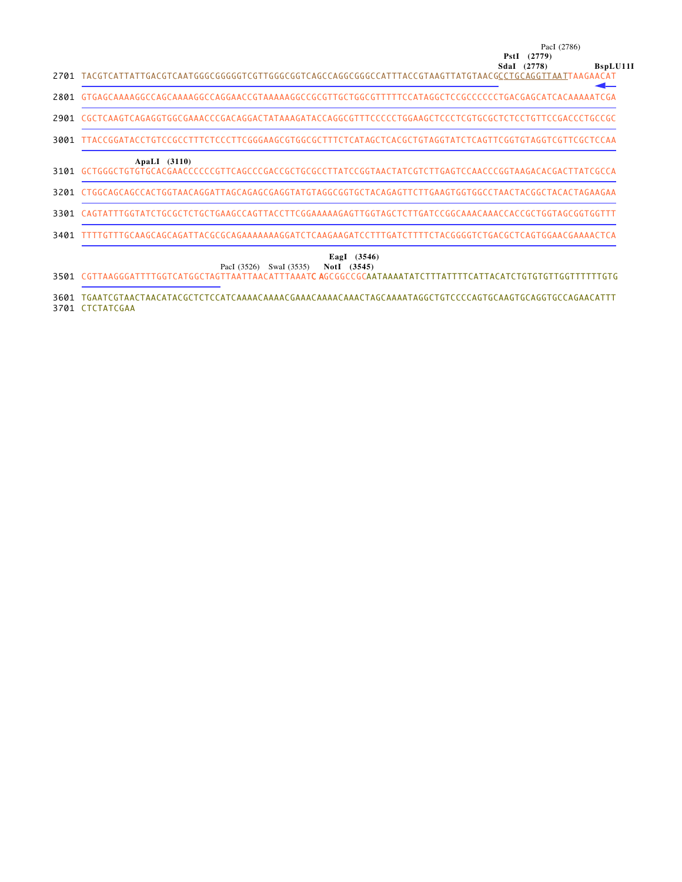PacI (2786)
PstI (2779)
SdaI (2778)
BspLU11I

```
2701 TACGTCATTATTGACGTCAATGGGCGGGGGTCGTTGGGCGGTCAGCCAGGCGGGCCATTTACCGTAAGTTATGTAACGCCTGCAGGTTAATTAAGAACAT
2801 GTGAGCAAAAGGCCAGCAAAAGGCCAGGAACCGTAAAAAGGCCGCGTTGCTGGCGTTTTTCCATAGGCTCCGCCCCCCTGACGAGCATCACAAAAATCGA
2901 CGCTCAAGTCAGAGGTGGCGAAACCCGACAGGACTATAAAGATACCAGGCGTTTCCCCCTGGAAGCTCCCTCGTGCGCTCTCCTGTTCCGACCCTGCCGC
3001 TTACCGGATACCTGTCCGCCTTTCTCCCTTCGGGAAGCGTGGCGCTTTCTCATAGCTCACGCTGTAGGTATCTCAGTTCGGTGTAGGTCGTTCGCTCCAA
```

ApaLI (3110)

```
3101 GCTGGGCTGTGTGCACGAACCCCCCGTTCAGCCCGACCGCTGCGCCTTATCCGGTAACTATCGTCTTGAGTCCAACCCGGTAAGACACGACTTATCGCCA
3201 CTGGCAGCAGCCACTGGTAACAGGATTAGCAGAGCGAGGTATGTAGGCGGTGCTACAGAGTTCTTGAAGTGGTGGCCTAACTACGGCTACACTAGAAGAA
3301 CAGTATTTGGTATCTGCGCTCTGCTGAAGCCAGTTACCTTCGGAAAAAGAGTTGGTAGCTCTTGATCCGGCAAACAAACCACCGCTGGTAGCGGTGGTTT
3401 TTTTGTTTGCAAGCAGCAGATTACGCGCAGAAAAAAAGGATCTCAAGAAGATCCTTTGATCTTTTCTACGGGGTCTGACGCTCAGTGGAACGAAAACTCA
```

EagI (3546)
PacI (3526) SwaI (3535) NotI (3545)

```
3501 CGTTAAGGGATTTTGGTCATGGCTAGTTAATTAACATTTAAATC AGCGGCCGCAATAAAATATCTTTATTTTCATTACATCTGTGTGTTGGTTTTTTGTG
3601 TGAATCGTAACTAACATACGCTCTCCATCAAAACAAAACGAAACAAAACAAACTAGCAAAATAGGCTGTCCCCAGTGCAAGTGCAGGTGCCAGAACATTT
3701 CTCTATCGAA
```